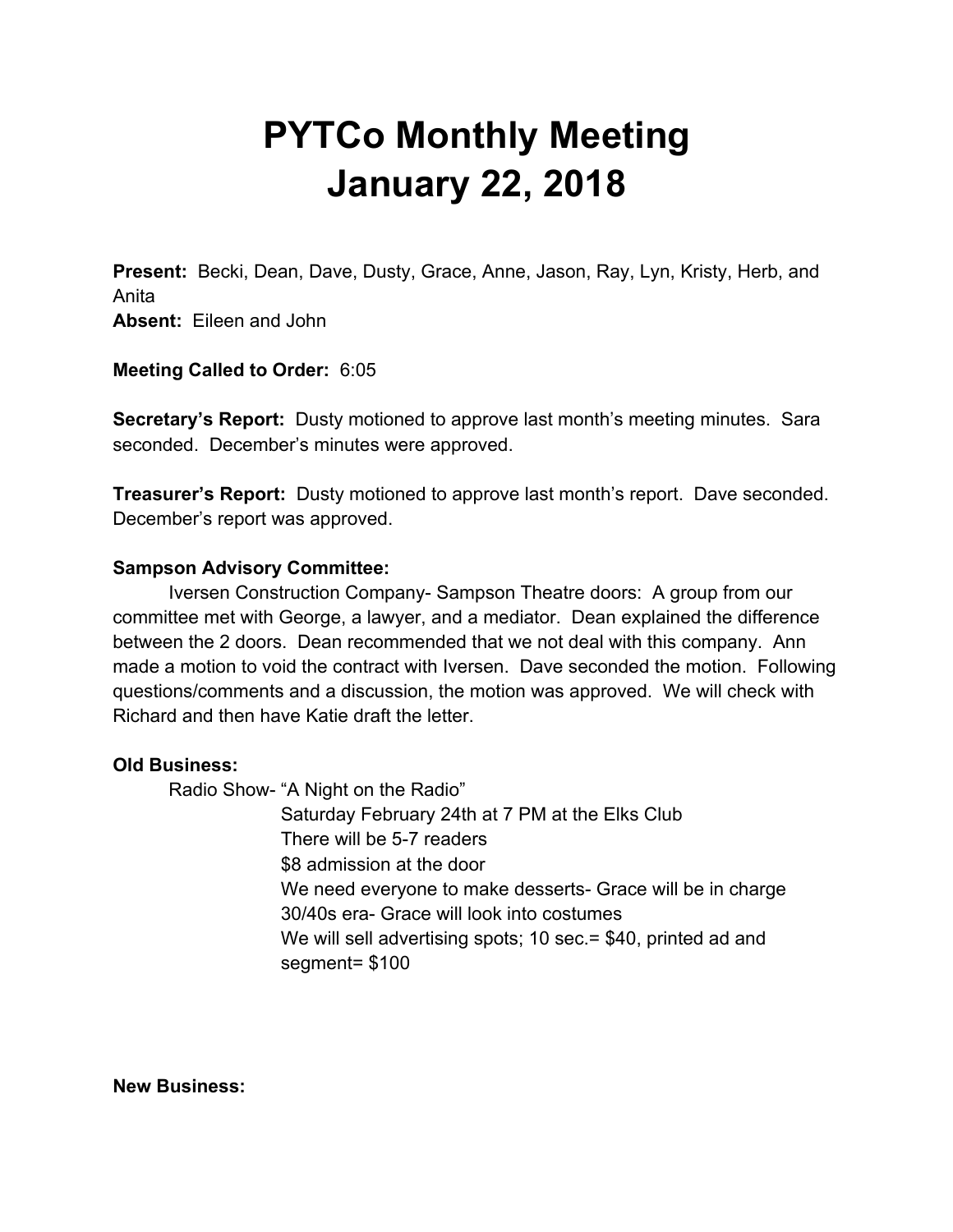# PYTCo Monthly Meeting
# January 22, 2018

**Present:** Becki, Dean, Dave, Dusty, Grace, Anne, Jason, Ray, Lyn, Kristy, Herb, and Anita
**Absent:** Eileen and John

**Meeting Called to Order:** 6:05

**Secretary's Report:** Dusty motioned to approve last month's meeting minutes. Sara seconded. December's minutes were approved.

**Treasurer's Report:** Dusty motioned to approve last month's report. Dave seconded. December's report was approved.

**Sampson Advisory Committee:**

Iversen Construction Company- Sampson Theatre doors: A group from our committee met with George, a lawyer, and a mediator. Dean explained the difference between the 2 doors. Dean recommended that we not deal with this company. Ann made a motion to void the contract with Iversen. Dave seconded the motion. Following questions/comments and a discussion, the motion was approved. We will check with Richard and then have Katie draft the letter.

**Old Business:**

Radio Show- "A Night on the Radio"
- Saturday February 24th at 7 PM at the Elks Club
- There will be 5-7 readers
- $8 admission at the door
- We need everyone to make desserts- Grace will be in charge
- 30/40s era- Grace will look into costumes
- We will sell advertising spots; 10 sec.= $40, printed ad and segment= $100

**New Business:**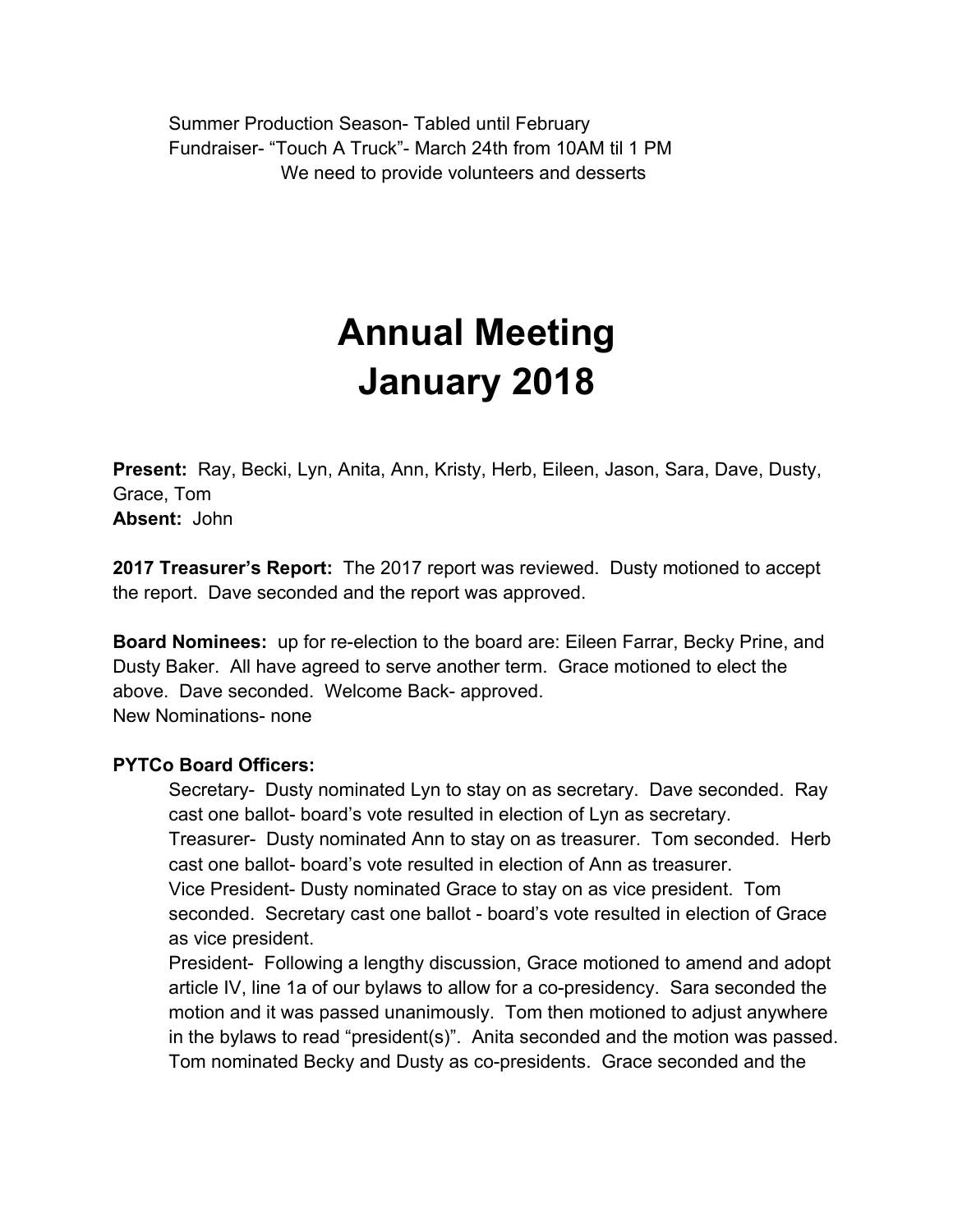Summer Production Season- Tabled until February
Fundraiser- "Touch A Truck"- March 24th from 10AM til 1 PM
We need to provide volunteers and desserts

# Annual Meeting
# January 2018

**Present:** Ray, Becki, Lyn, Anita, Ann, Kristy, Herb, Eileen, Jason, Sara, Dave, Dusty, Grace, Tom
**Absent:** John

**2017 Treasurer's Report:** The 2017 report was reviewed. Dusty motioned to accept the report. Dave seconded and the report was approved.

**Board Nominees:** up for re-election to the board are: Eileen Farrar, Becky Prine, and Dusty Baker. All have agreed to serve another term. Grace motioned to elect the above. Dave seconded. Welcome Back- approved.
New Nominations- none

**PYTCo Board Officers:**

Secretary- Dusty nominated Lyn to stay on as secretary. Dave seconded. Ray cast one ballot- board's vote resulted in election of Lyn as secretary.

Treasurer- Dusty nominated Ann to stay on as treasurer. Tom seconded. Herb cast one ballot- board's vote resulted in election of Ann as treasurer.

Vice President- Dusty nominated Grace to stay on as vice president. Tom seconded. Secretary cast one ballot - board's vote resulted in election of Grace as vice president.

President- Following a lengthy discussion, Grace motioned to amend and adopt article IV, line 1a of our bylaws to allow for a co-presidency. Sara seconded the motion and it was passed unanimously. Tom then motioned to adjust anywhere in the bylaws to read "president(s)". Anita seconded and the motion was passed. Tom nominated Becky and Dusty as co-presidents. Grace seconded and the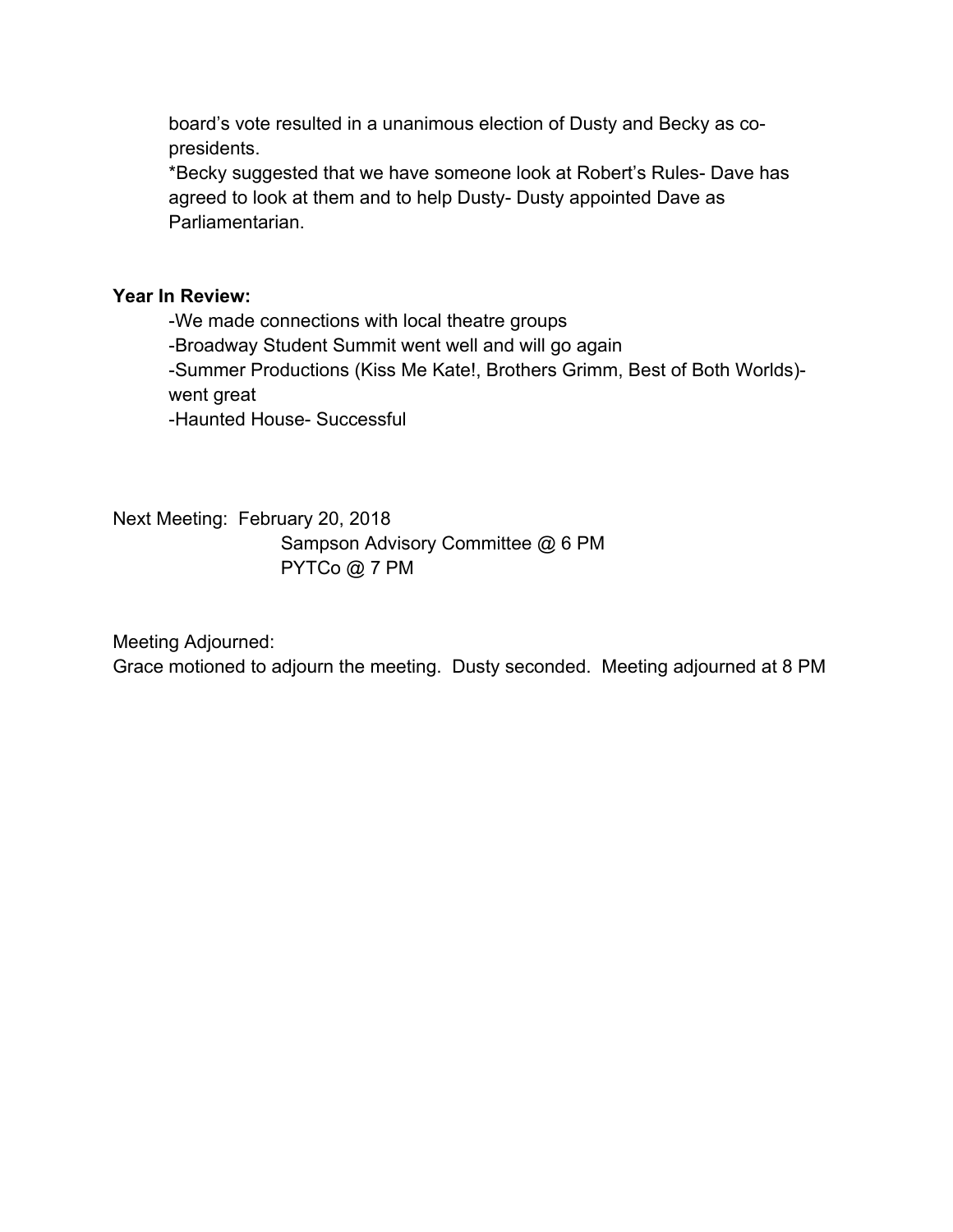board's vote resulted in a unanimous election of Dusty and Becky as co-presidents.

*Becky suggested that we have someone look at Robert's Rules- Dave has agreed to look at them and to help Dusty- Dusty appointed Dave as Parliamentarian.

**Year In Review:**

-We made connections with local theatre groups

-Broadway Student Summit went well and will go again

-Summer Productions (Kiss Me Kate!, Brothers Grimm, Best of Both Worlds)- went great

-Haunted House- Successful

Next Meeting: February 20, 2018

Sampson Advisory Committee @ 6 PM

PYTCo @ 7 PM

Meeting Adjourned:

Grace motioned to adjourn the meeting. Dusty seconded. Meeting adjourned at 8 PM